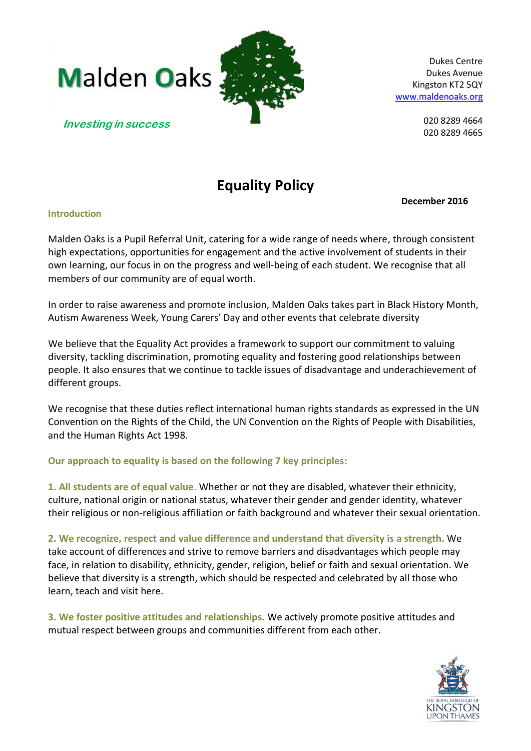Malden Oaks

*Investing in success*

Dukes Centre
Dukes Avenue
Kingston KT2 5QY
www.maldenoaks.org

020 8289 4664
020 8289 4665

# Equality Policy

**December 2016**

## Introduction

Malden Oaks is a Pupil Referral Unit, catering for a wide range of needs where, through consistent high expectations, opportunities for engagement and the active involvement of students in their own learning, our focus in on the progress and well-being of each student. We recognise that all members of our community are of equal worth.

In order to raise awareness and promote inclusion, Malden Oaks takes part in Black History Month, Autism Awareness Week, Young Carers' Day and other events that celebrate diversity

We believe that the Equality Act provides a framework to support our commitment to valuing diversity, tackling discrimination, promoting equality and fostering good relationships between people. It also ensures that we continue to tackle issues of disadvantage and underachievement of different groups.

We recognise that these duties reflect international human rights standards as expressed in the UN Convention on the Rights of the Child, the UN Convention on the Rights of People with Disabilities, and the Human Rights Act 1998.

## Our approach to equality is based on the following 7 key principles:

**1. All students are of equal value.** Whether or not they are disabled, whatever their ethnicity, culture, national origin or national status, whatever their gender and gender identity, whatever their religious or non-religious affiliation or faith background and whatever their sexual orientation.

**2. We recognize, respect and value difference and understand that diversity is a strength.** We take account of differences and strive to remove barriers and disadvantages which people may face, in relation to disability, ethnicity, gender, religion, belief or faith and sexual orientation. We believe that diversity is a strength, which should be respected and celebrated by all those who learn, teach and visit here.

**3. We foster positive attitudes and relationships.** We actively promote positive attitudes and mutual respect between groups and communities different from each other.

The Royal Borough of Kingston upon Thames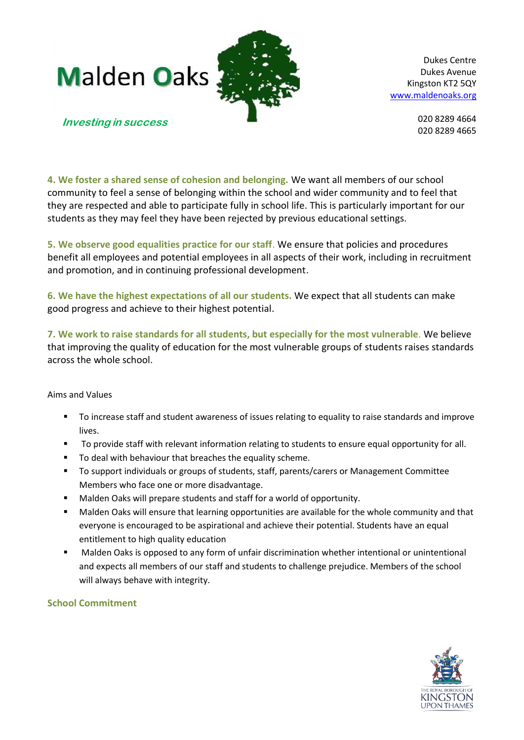**4. We foster a shared sense of cohesion and belonging.** We want all members of our school community to feel a sense of belonging within the school and wider community and to feel that they are respected and able to participate fully in school life. This is particularly important for our students as they may feel they have been rejected by previous educational settings.

**5. We observe good equalities practice for our staff**. We ensure that policies and procedures benefit all employees and potential employees in all aspects of their work, including in recruitment and promotion, and in continuing professional development.

**6. We have the highest expectations of all our students.** We expect that all students can make good progress and achieve to their highest potential.

**7. We work to raise standards for all students, but especially for the most vulnerable**. We believe that improving the quality of education for the most vulnerable groups of students raises standards across the whole school.

Aims and Values

- To increase staff and student awareness of issues relating to equality to raise standards and improve lives.
- To provide staff with relevant information relating to students to ensure equal opportunity for all.
- To deal with behaviour that breaches the equality scheme.
- To support individuals or groups of students, staff, parents/carers or Management Committee Members who face one or more disadvantage.
- Malden Oaks will prepare students and staff for a world of opportunity.
- Malden Oaks will ensure that learning opportunities are available for the whole community and that everyone is encouraged to be aspirational and achieve their potential. Students have an equal entitlement to high quality education
- Malden Oaks is opposed to any form of unfair discrimination whether intentional or unintentional and expects all members of our staff and students to challenge prejudice. Members of the school will always behave with integrity.

## School Commitment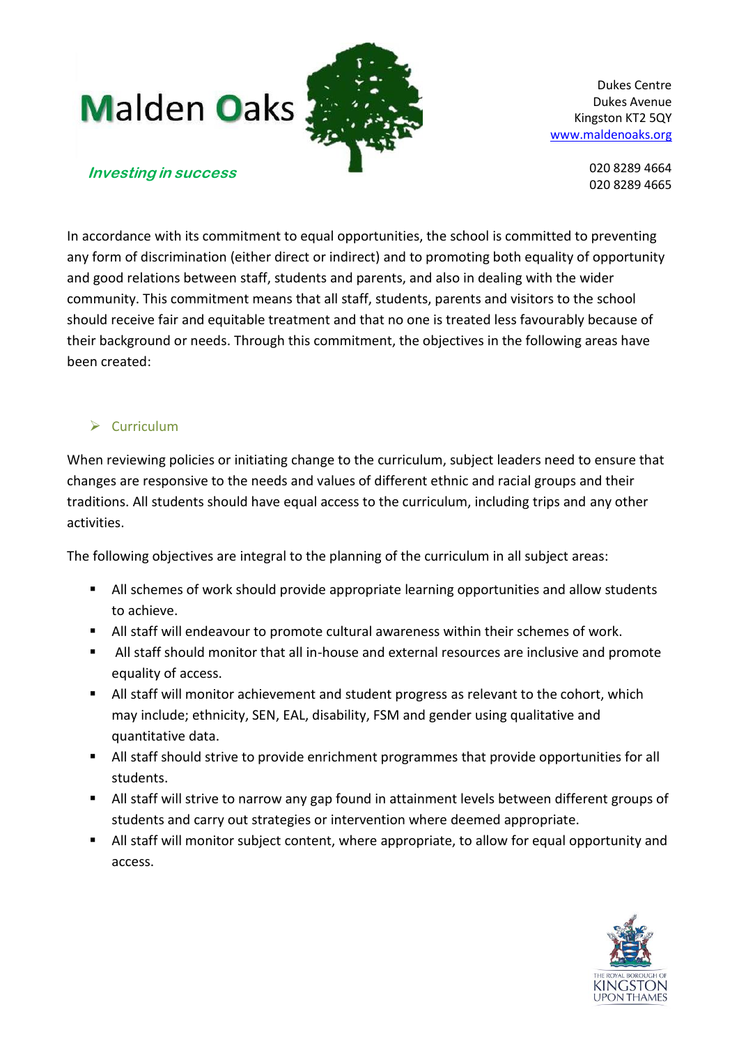In accordance with its commitment to equal opportunities, the school is committed to preventing any form of discrimination (either direct or indirect) and to promoting both equality of opportunity and good relations between staff, students and parents, and also in dealing with the wider community. This commitment means that all staff, students, parents and visitors to the school should receive fair and equitable treatment and that no one is treated less favourably because of their background or needs. Through this commitment, the objectives in the following areas have been created:

## Curriculum

When reviewing policies or initiating change to the curriculum, subject leaders need to ensure that changes are responsive to the needs and values of different ethnic and racial groups and their traditions. All students should have equal access to the curriculum, including trips and any other activities.

The following objectives are integral to the planning of the curriculum in all subject areas:

- All schemes of work should provide appropriate learning opportunities and allow students to achieve.
- All staff will endeavour to promote cultural awareness within their schemes of work.
- All staff should monitor that all in-house and external resources are inclusive and promote equality of access.
- All staff will monitor achievement and student progress as relevant to the cohort, which may include; ethnicity, SEN, EAL, disability, FSM and gender using qualitative and quantitative data.
- All staff should strive to provide enrichment programmes that provide opportunities for all students.
- All staff will strive to narrow any gap found in attainment levels between different groups of students and carry out strategies or intervention where deemed appropriate.
- All staff will monitor subject content, where appropriate, to allow for equal opportunity and access.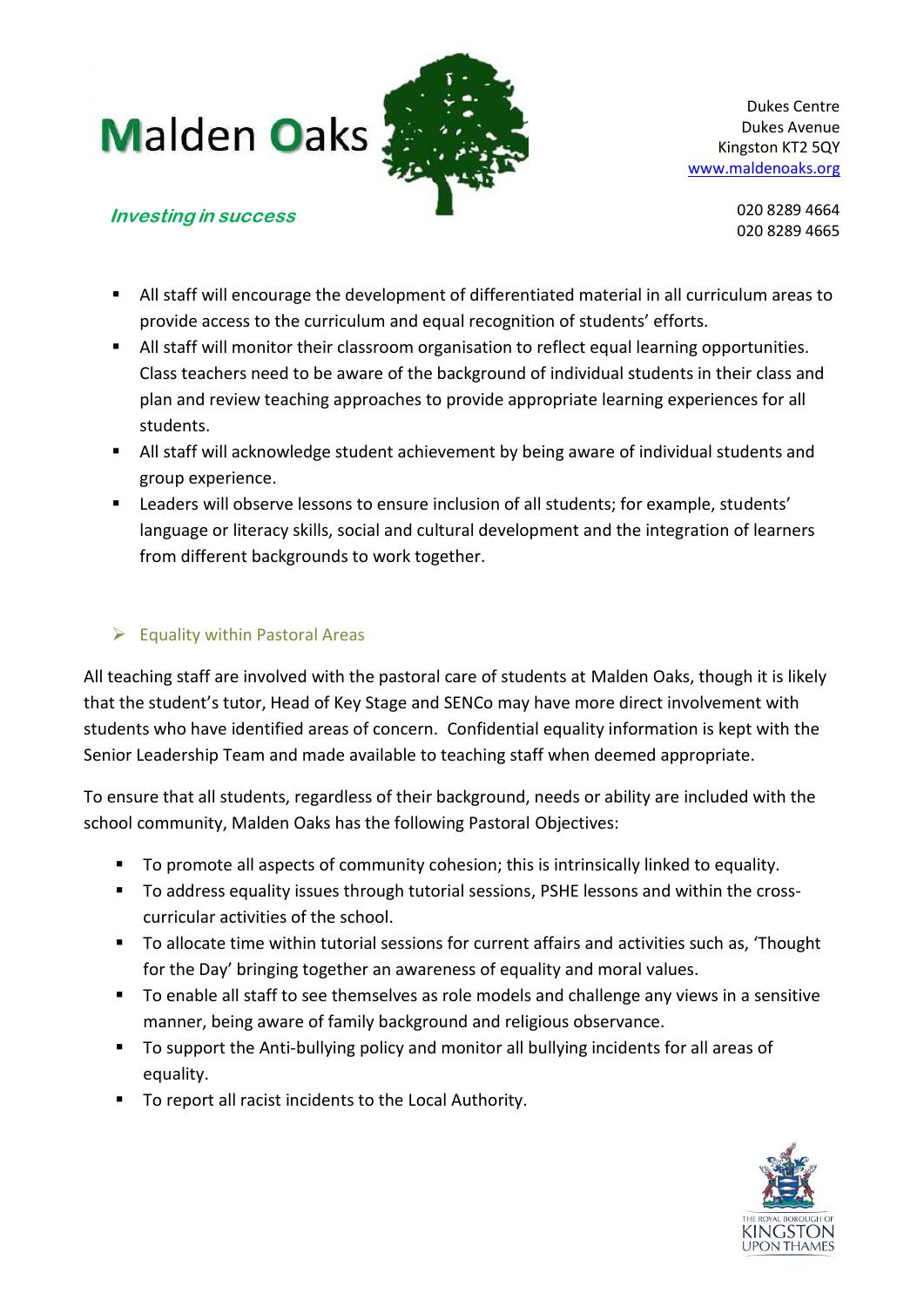- All staff will encourage the development of differentiated material in all curriculum areas to provide access to the curriculum and equal recognition of students' efforts.
- All staff will monitor their classroom organisation to reflect equal learning opportunities. Class teachers need to be aware of the background of individual students in their class and plan and review teaching approaches to provide appropriate learning experiences for all students.
- All staff will acknowledge student achievement by being aware of individual students and group experience.
- Leaders will observe lessons to ensure inclusion of all students; for example, students' language or literacy skills, social and cultural development and the integration of learners from different backgrounds to work together.

## Equality within Pastoral Areas

All teaching staff are involved with the pastoral care of students at Malden Oaks, though it is likely that the student's tutor, Head of Key Stage and SENCo may have more direct involvement with students who have identified areas of concern. Confidential equality information is kept with the Senior Leadership Team and made available to teaching staff when deemed appropriate.

To ensure that all students, regardless of their background, needs or ability are included with the school community, Malden Oaks has the following Pastoral Objectives:

- To promote all aspects of community cohesion; this is intrinsically linked to equality.
- To address equality issues through tutorial sessions, PSHE lessons and within the cross-curricular activities of the school.
- To allocate time within tutorial sessions for current affairs and activities such as, 'Thought for the Day' bringing together an awareness of equality and moral values.
- To enable all staff to see themselves as role models and challenge any views in a sensitive manner, being aware of family background and religious observance.
- To support the Anti-bullying policy and monitor all bullying incidents for all areas of equality.
- To report all racist incidents to the Local Authority.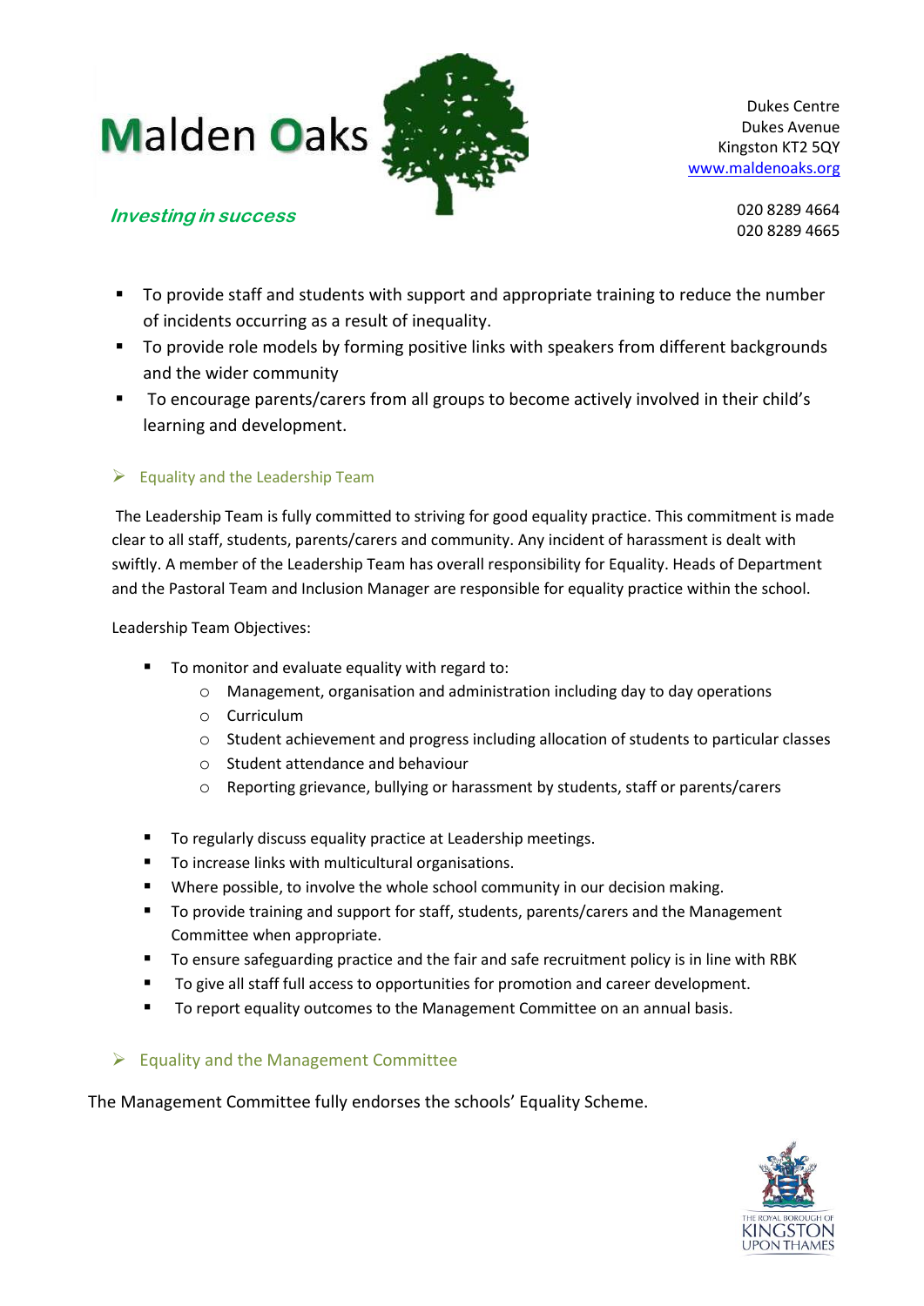- To provide staff and students with support and appropriate training to reduce the number of incidents occurring as a result of inequality.
- To provide role models by forming positive links with speakers from different backgrounds and the wider community
- To encourage parents/carers from all groups to become actively involved in their child's learning and development.

### Equality and the Leadership Team

The Leadership Team is fully committed to striving for good equality practice. This commitment is made clear to all staff, students, parents/carers and community. Any incident of harassment is dealt with swiftly. A member of the Leadership Team has overall responsibility for Equality. Heads of Department and the Pastoral Team and Inclusion Manager are responsible for equality practice within the school.

Leadership Team Objectives:

- To monitor and evaluate equality with regard to:
  - Management, organisation and administration including day to day operations
  - Curriculum
  - Student achievement and progress including allocation of students to particular classes
  - Student attendance and behaviour
  - Reporting grievance, bullying or harassment by students, staff or parents/carers
- To regularly discuss equality practice at Leadership meetings.
- To increase links with multicultural organisations.
- Where possible, to involve the whole school community in our decision making.
- To provide training and support for staff, students, parents/carers and the Management Committee when appropriate.
- To ensure safeguarding practice and the fair and safe recruitment policy is in line with RBK
- To give all staff full access to opportunities for promotion and career development.
- To report equality outcomes to the Management Committee on an annual basis.

### Equality and the Management Committee

The Management Committee fully endorses the schools' Equality Scheme.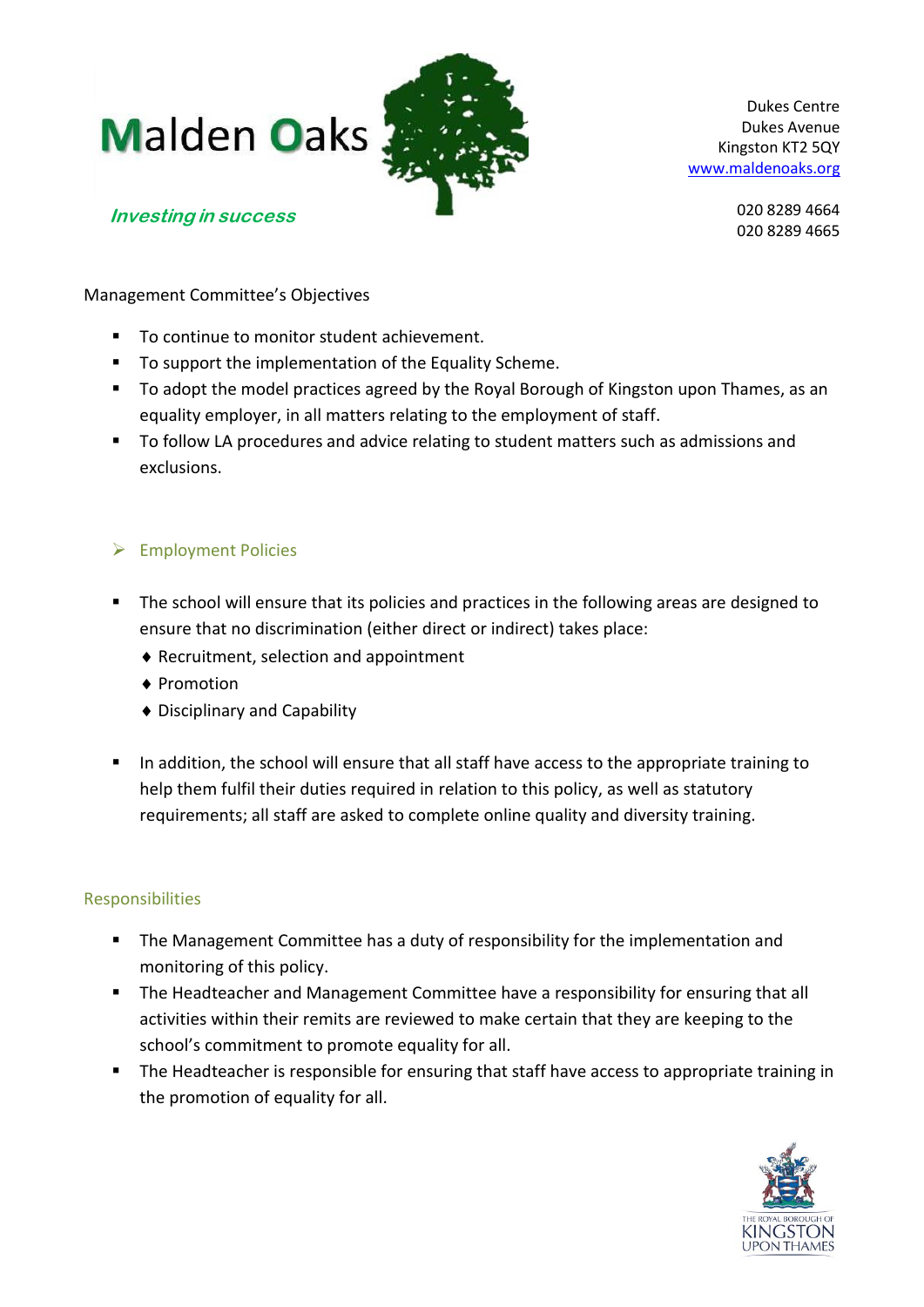Management Committee's Objectives

- To continue to monitor student achievement.
- To support the implementation of the Equality Scheme.
- To adopt the model practices agreed by the Royal Borough of Kingston upon Thames, as an equality employer, in all matters relating to the employment of staff.
- To follow LA procedures and advice relating to student matters such as admissions and exclusions.

### Employment Policies

- The school will ensure that its policies and practices in the following areas are designed to ensure that no discrimination (either direct or indirect) takes place:
  - Recruitment, selection and appointment
  - Promotion
  - Disciplinary and Capability

- In addition, the school will ensure that all staff have access to the appropriate training to help them fulfil their duties required in relation to this policy, as well as statutory requirements; all staff are asked to complete online quality and diversity training.

### Responsibilities

- The Management Committee has a duty of responsibility for the implementation and monitoring of this policy.
- The Headteacher and Management Committee have a responsibility for ensuring that all activities within their remits are reviewed to make certain that they are keeping to the school's commitment to promote equality for all.
- The Headteacher is responsible for ensuring that staff have access to appropriate training in the promotion of equality for all.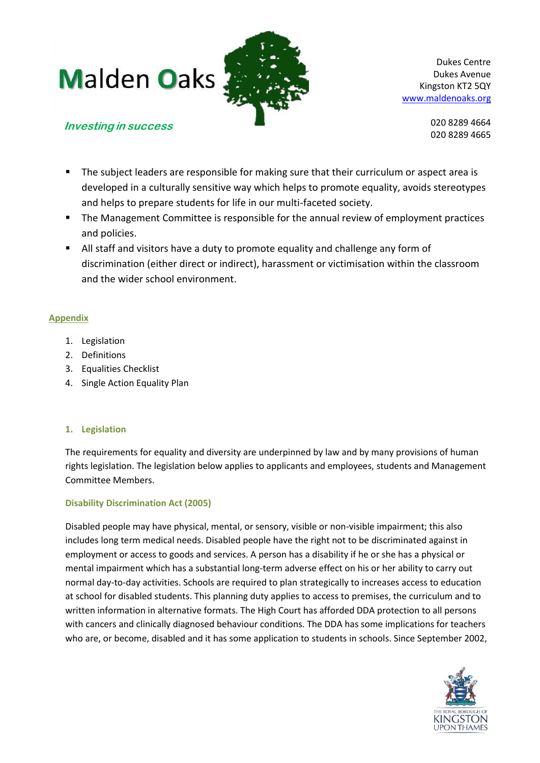- The subject leaders are responsible for making sure that their curriculum or aspect area is developed in a culturally sensitive way which helps to promote equality, avoids stereotypes and helps to prepare students for life in our multi-faceted society.
- The Management Committee is responsible for the annual review of employment practices and policies.
- All staff and visitors have a duty to promote equality and challenge any form of discrimination (either direct or indirect), harassment or victimisation within the classroom and the wider school environment.

## Appendix

1. Legislation
2. Definitions
3. Equalities Checklist
4. Single Action Equality Plan

### 1. Legislation

The requirements for equality and diversity are underpinned by law and by many provisions of human rights legislation. The legislation below applies to applicants and employees, students and Management Committee Members.

#### Disability Discrimination Act (2005)

Disabled people may have physical, mental, or sensory, visible or non-visible impairment; this also includes long term medical needs. Disabled people have the right not to be discriminated against in employment or access to goods and services. A person has a disability if he or she has a physical or mental impairment which has a substantial long-term adverse effect on his or her ability to carry out normal day-to-day activities. Schools are required to plan strategically to increases access to education at school for disabled students. This planning duty applies to access to premises, the curriculum and to written information in alternative formats. The High Court has afforded DDA protection to all persons with cancers and clinically diagnosed behaviour conditions. The DDA has some implications for teachers who are, or become, disabled and it has some application to students in schools. Since September 2002,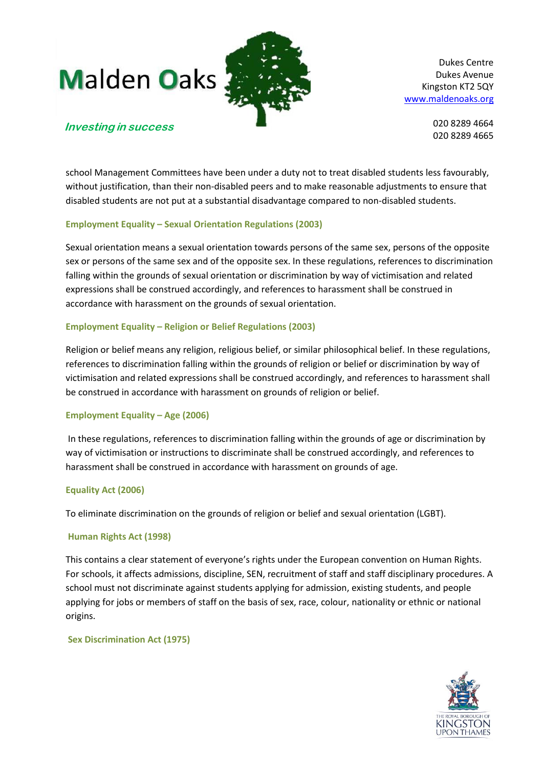school Management Committees have been under a duty not to treat disabled students less favourably, without justification, than their non-disabled peers and to make reasonable adjustments to ensure that disabled students are not put at a substantial disadvantage compared to non-disabled students.

### Employment Equality – Sexual Orientation Regulations (2003)

Sexual orientation means a sexual orientation towards persons of the same sex, persons of the opposite sex or persons of the same sex and of the opposite sex. In these regulations, references to discrimination falling within the grounds of sexual orientation or discrimination by way of victimisation and related expressions shall be construed accordingly, and references to harassment shall be construed in accordance with harassment on the grounds of sexual orientation.

### Employment Equality – Religion or Belief Regulations (2003)

Religion or belief means any religion, religious belief, or similar philosophical belief. In these regulations, references to discrimination falling within the grounds of religion or belief or discrimination by way of victimisation and related expressions shall be construed accordingly, and references to harassment shall be construed in accordance with harassment on grounds of religion or belief.

### Employment Equality – Age (2006)

In these regulations, references to discrimination falling within the grounds of age or discrimination by way of victimisation or instructions to discriminate shall be construed accordingly, and references to harassment shall be construed in accordance with harassment on grounds of age.

### Equality Act (2006)

To eliminate discrimination on the grounds of religion or belief and sexual orientation (LGBT).

### Human Rights Act (1998)

This contains a clear statement of everyone's rights under the European convention on Human Rights. For schools, it affects admissions, discipline, SEN, recruitment of staff and staff disciplinary procedures. A school must not discriminate against students applying for admission, existing students, and people applying for jobs or members of staff on the basis of sex, race, colour, nationality or ethnic or national origins.

### Sex Discrimination Act (1975)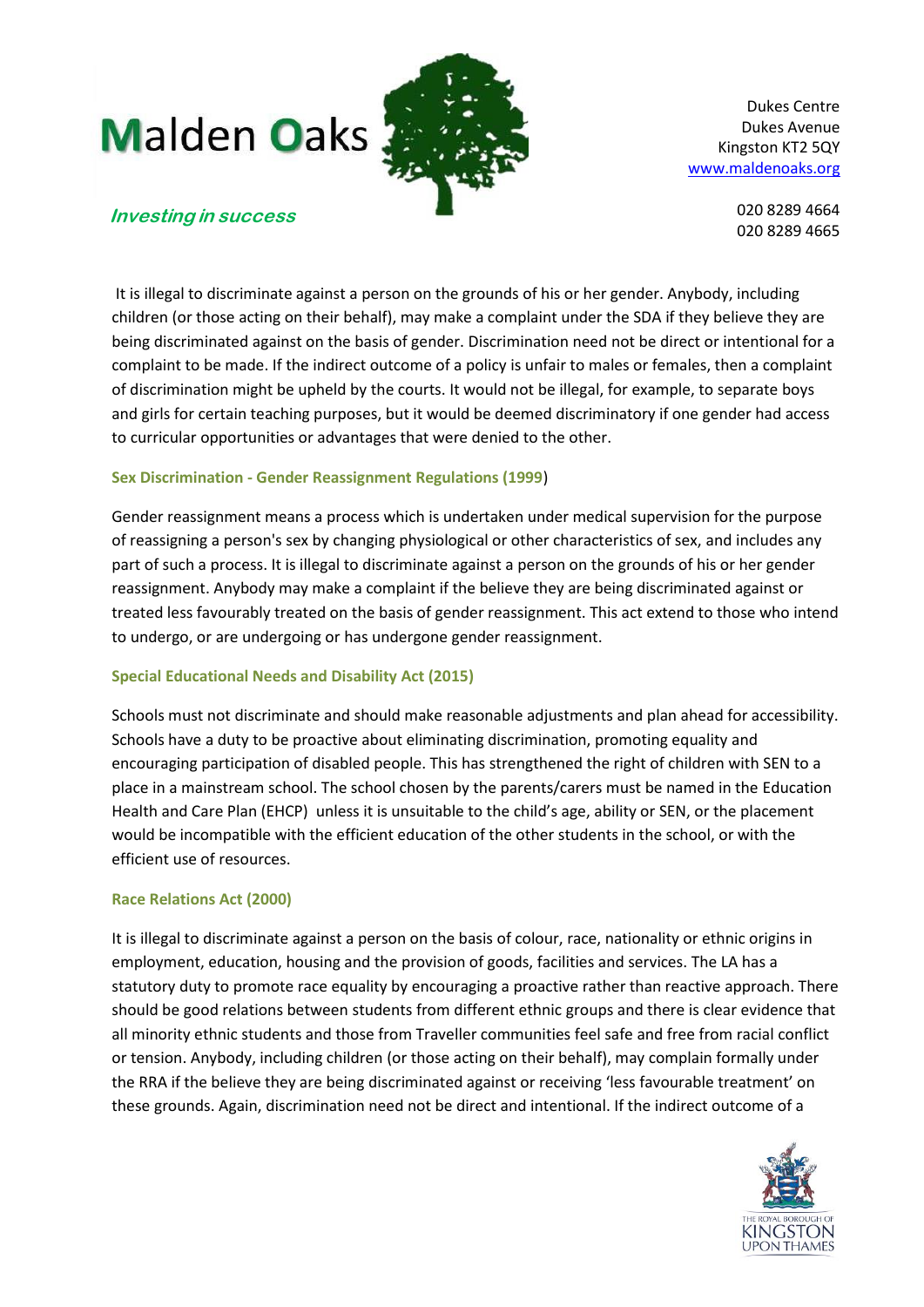It is illegal to discriminate against a person on the grounds of his or her gender. Anybody, including children (or those acting on their behalf), may make a complaint under the SDA if they believe they are being discriminated against on the basis of gender. Discrimination need not be direct or intentional for a complaint to be made. If the indirect outcome of a policy is unfair to males or females, then a complaint of discrimination might be upheld by the courts. It would not be illegal, for example, to separate boys and girls for certain teaching purposes, but it would be deemed discriminatory if one gender had access to curricular opportunities or advantages that were denied to the other.

### Sex Discrimination - Gender Reassignment Regulations (1999)

Gender reassignment means a process which is undertaken under medical supervision for the purpose of reassigning a person's sex by changing physiological or other characteristics of sex, and includes any part of such a process. It is illegal to discriminate against a person on the grounds of his or her gender reassignment. Anybody may make a complaint if the believe they are being discriminated against or treated less favourably treated on the basis of gender reassignment. This act extend to those who intend to undergo, or are undergoing or has undergone gender reassignment.

### Special Educational Needs and Disability Act (2015)

Schools must not discriminate and should make reasonable adjustments and plan ahead for accessibility. Schools have a duty to be proactive about eliminating discrimination, promoting equality and encouraging participation of disabled people. This has strengthened the right of children with SEN to a place in a mainstream school. The school chosen by the parents/carers must be named in the Education Health and Care Plan (EHCP) unless it is unsuitable to the child's age, ability or SEN, or the placement would be incompatible with the efficient education of the other students in the school, or with the efficient use of resources.

### Race Relations Act (2000)

It is illegal to discriminate against a person on the basis of colour, race, nationality or ethnic origins in employment, education, housing and the provision of goods, facilities and services. The LA has a statutory duty to promote race equality by encouraging a proactive rather than reactive approach. There should be good relations between students from different ethnic groups and there is clear evidence that all minority ethnic students and those from Traveller communities feel safe and free from racial conflict or tension. Anybody, including children (or those acting on their behalf), may complain formally under the RRA if the believe they are being discriminated against or receiving 'less favourable treatment' on these grounds. Again, discrimination need not be direct and intentional. If the indirect outcome of a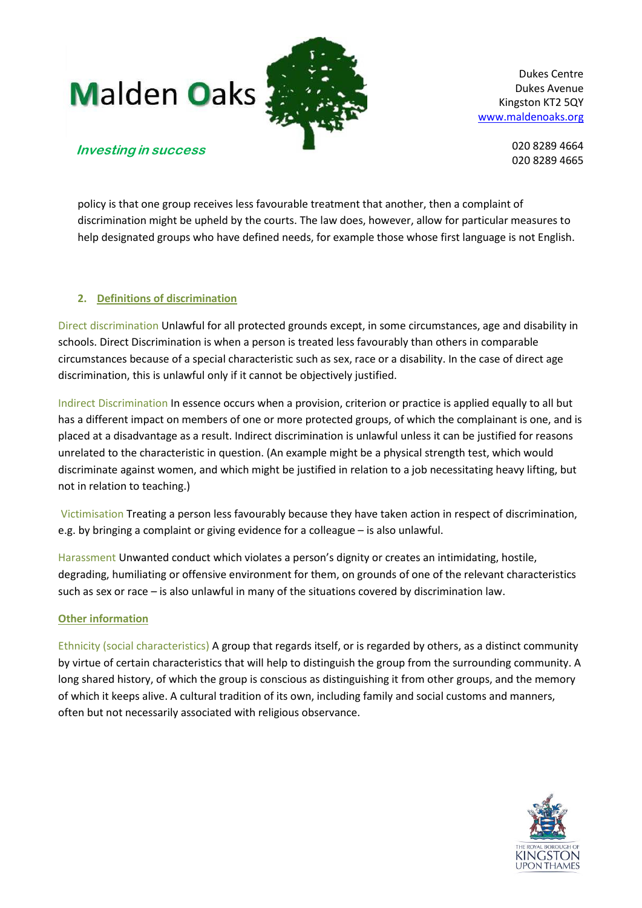policy is that one group receives less favourable treatment that another, then a complaint of discrimination might be upheld by the courts. The law does, however, allow for particular measures to help designated groups who have defined needs, for example those whose first language is not English.

## 2. Definitions of discrimination

Direct discrimination Unlawful for all protected grounds except, in some circumstances, age and disability in schools. Direct Discrimination is when a person is treated less favourably than others in comparable circumstances because of a special characteristic such as sex, race or a disability. In the case of direct age discrimination, this is unlawful only if it cannot be objectively justified.

Indirect Discrimination In essence occurs when a provision, criterion or practice is applied equally to all but has a different impact on members of one or more protected groups, of which the complainant is one, and is placed at a disadvantage as a result. Indirect discrimination is unlawful unless it can be justified for reasons unrelated to the characteristic in question. (An example might be a physical strength test, which would discriminate against women, and which might be justified in relation to a job necessitating heavy lifting, but not in relation to teaching.)

Victimisation Treating a person less favourably because they have taken action in respect of discrimination, e.g. by bringing a complaint or giving evidence for a colleague – is also unlawful.

Harassment Unwanted conduct which violates a person's dignity or creates an intimidating, hostile, degrading, humiliating or offensive environment for them, on grounds of one of the relevant characteristics such as sex or race – is also unlawful in many of the situations covered by discrimination law.

### Other information

Ethnicity (social characteristics) A group that regards itself, or is regarded by others, as a distinct community by virtue of certain characteristics that will help to distinguish the group from the surrounding community. A long shared history, of which the group is conscious as distinguishing it from other groups, and the memory of which it keeps alive. A cultural tradition of its own, including family and social customs and manners, often but not necessarily associated with religious observance.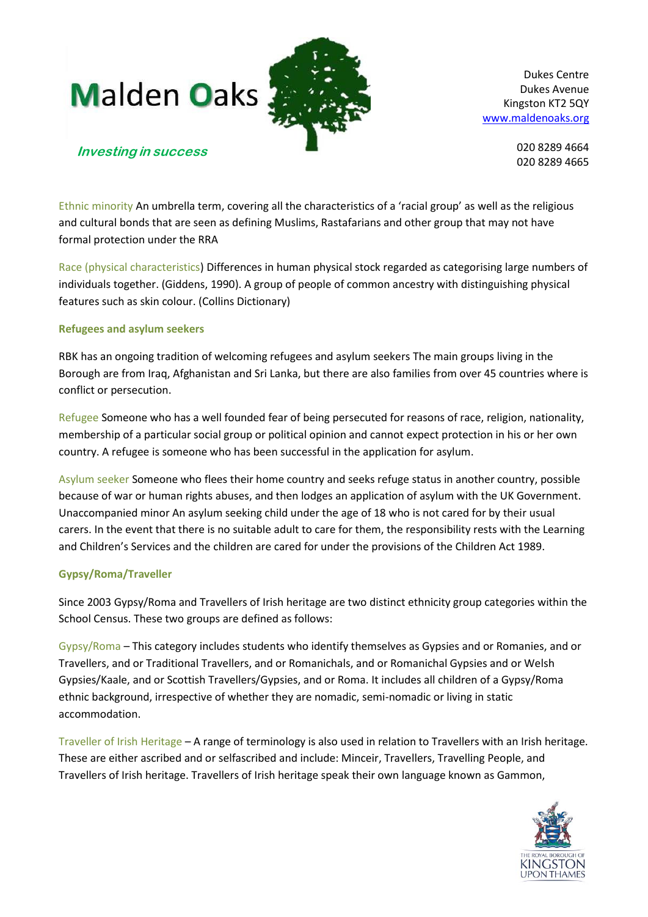**Ethnic minority** An umbrella term, covering all the characteristics of a 'racial group' as well as the religious and cultural bonds that are seen as defining Muslims, Rastafarians and other group that may not have formal protection under the RRA

**Race (physical characteristics)** Differences in human physical stock regarded as categorising large numbers of individuals together. (Giddens, 1990). A group of people of common ancestry with distinguishing physical features such as skin colour. (Collins Dictionary)

### Refugees and asylum seekers

RBK has an ongoing tradition of welcoming refugees and asylum seekers The main groups living in the Borough are from Iraq, Afghanistan and Sri Lanka, but there are also families from over 45 countries where is conflict or persecution.

**Refugee** Someone who has a well founded fear of being persecuted for reasons of race, religion, nationality, membership of a particular social group or political opinion and cannot expect protection in his or her own country. A refugee is someone who has been successful in the application for asylum.

**Asylum seeker** Someone who flees their home country and seeks refuge status in another country, possible because of war or human rights abuses, and then lodges an application of asylum with the UK Government. Unaccompanied minor An asylum seeking child under the age of 18 who is not cared for by their usual carers. In the event that there is no suitable adult to care for them, the responsibility rests with the Learning and Children's Services and the children are cared for under the provisions of the Children Act 1989.

### Gypsy/Roma/Traveller

Since 2003 Gypsy/Roma and Travellers of Irish heritage are two distinct ethnicity group categories within the School Census. These two groups are defined as follows:

**Gypsy/Roma** – This category includes students who identify themselves as Gypsies and or Romanies, and or Travellers, and or Traditional Travellers, and or Romanichals, and or Romanichal Gypsies and or Welsh Gypsies/Kaale, and or Scottish Travellers/Gypsies, and or Roma. It includes all children of a Gypsy/Roma ethnic background, irrespective of whether they are nomadic, semi-nomadic or living in static accommodation.

**Traveller of Irish Heritage** – A range of terminology is also used in relation to Travellers with an Irish heritage. These are either ascribed and or selfascribed and include: Minceir, Travellers, Travelling People, and Travellers of Irish heritage. Travellers of Irish heritage speak their own language known as Gammon,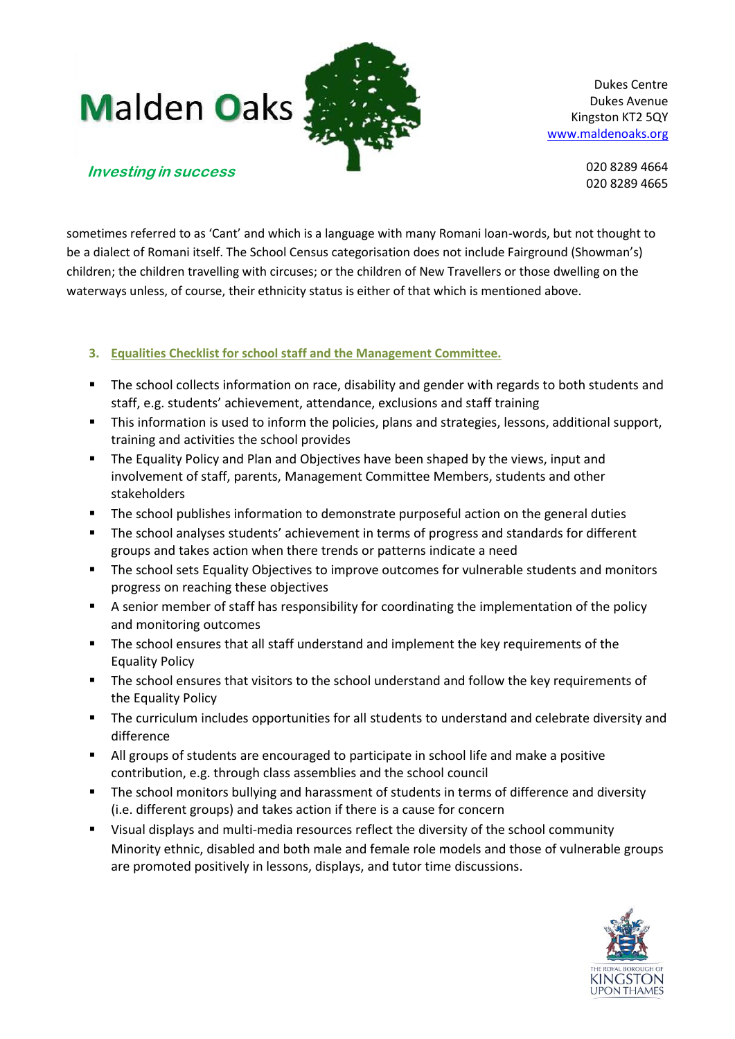sometimes referred to as 'Cant' and which is a language with many Romani loan-words, but not thought to be a dialect of Romani itself. The School Census categorisation does not include Fairground (Showman's) children; the children travelling with circuses; or the children of New Travellers or those dwelling on the waterways unless, of course, their ethnicity status is either of that which is mentioned above.

### 3. Equalities Checklist for school staff and the Management Committee.

- The school collects information on race, disability and gender with regards to both students and staff, e.g. students' achievement, attendance, exclusions and staff training
- This information is used to inform the policies, plans and strategies, lessons, additional support, training and activities the school provides
- The Equality Policy and Plan and Objectives have been shaped by the views, input and involvement of staff, parents, Management Committee Members, students and other stakeholders
- The school publishes information to demonstrate purposeful action on the general duties
- The school analyses students' achievement in terms of progress and standards for different groups and takes action when there trends or patterns indicate a need
- The school sets Equality Objectives to improve outcomes for vulnerable students and monitors progress on reaching these objectives
- A senior member of staff has responsibility for coordinating the implementation of the policy and monitoring outcomes
- The school ensures that all staff understand and implement the key requirements of the Equality Policy
- The school ensures that visitors to the school understand and follow the key requirements of the Equality Policy
- The curriculum includes opportunities for all students to understand and celebrate diversity and difference
- All groups of students are encouraged to participate in school life and make a positive contribution, e.g. through class assemblies and the school council
- The school monitors bullying and harassment of students in terms of difference and diversity (i.e. different groups) and takes action if there is a cause for concern
- Visual displays and multi-media resources reflect the diversity of the school community Minority ethnic, disabled and both male and female role models and those of vulnerable groups are promoted positively in lessons, displays, and tutor time discussions.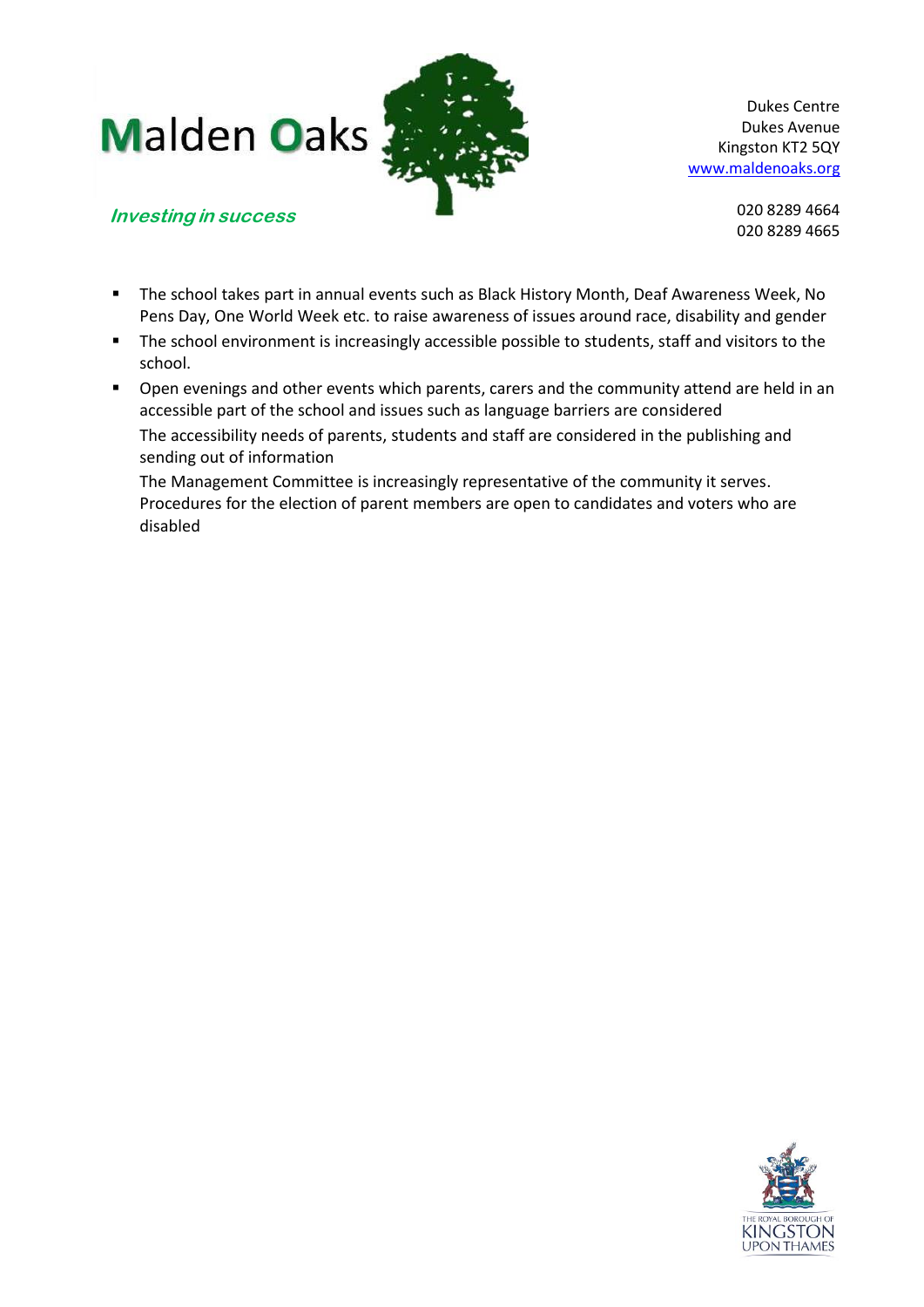- The school takes part in annual events such as Black History Month, Deaf Awareness Week, No Pens Day, One World Week etc. to raise awareness of issues around race, disability and gender
- The school environment is increasingly accessible possible to students, staff and visitors to the school.
- Open evenings and other events which parents, carers and the community attend are held in an accessible part of the school and issues such as language barriers are considered

  The accessibility needs of parents, students and staff are considered in the publishing and sending out of information

  The Management Committee is increasingly representative of the community it serves. Procedures for the election of parent members are open to candidates and voters who are disabled